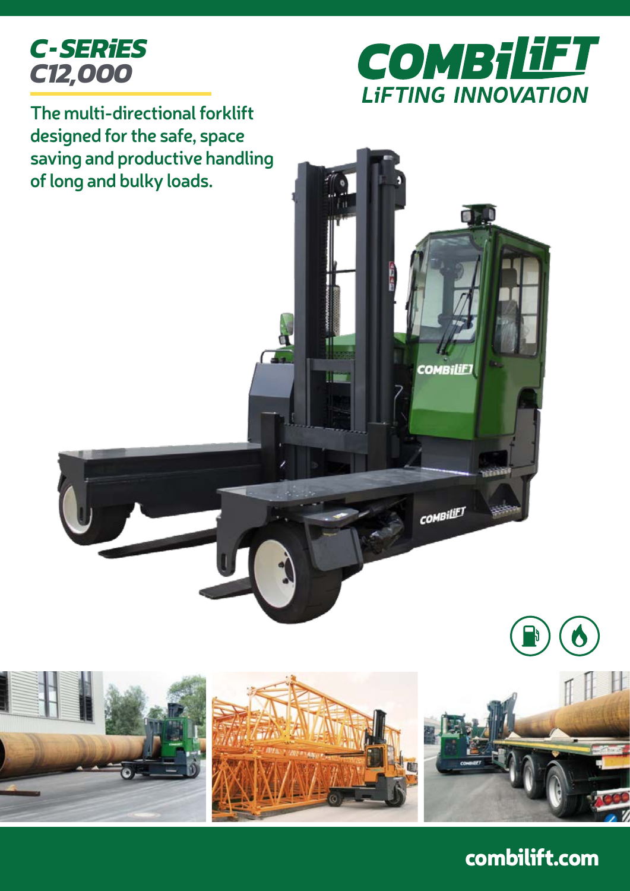# C-SERiES C12,000

**COMBiLiFT**
LiFTING INNOVATION

The multi-directional forklift designed for the safe, space saving and productive handling of long and bulky loads.

combilift.com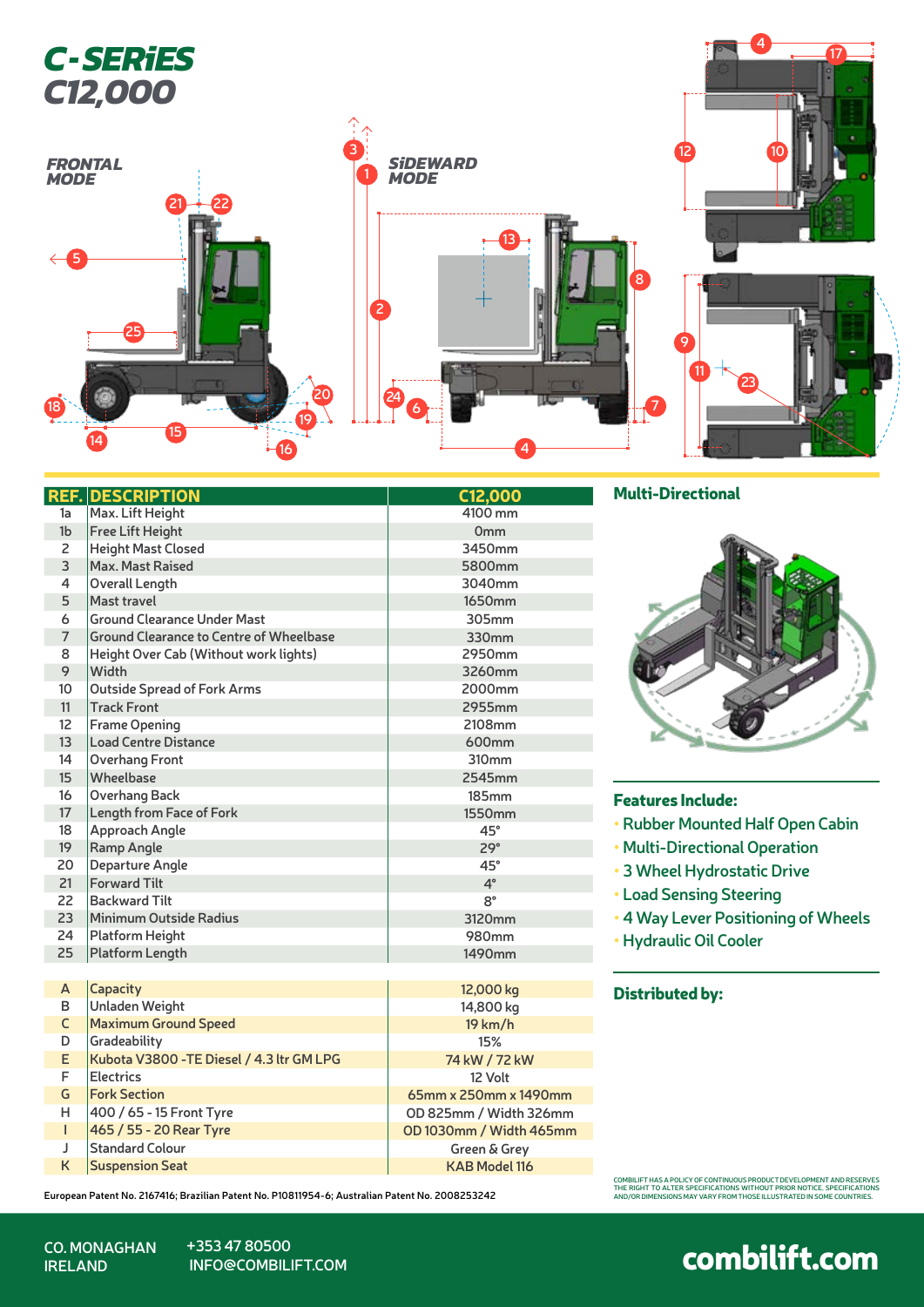# C-SERiES C12,000

FRONTAL MODE

SiDEWARD MODE

| REF. | DESCRIPTION | C12,000 |
|---|---|---|
| 1a | Max. Lift Height | 4100 mm |
| 1b | Free Lift Height | 0mm |
| 2 | Height Mast Closed | 3450mm |
| 3 | Max. Mast Raised | 5800mm |
| 4 | Overall Length | 3040mm |
| 5 | Mast travel | 1650mm |
| 6 | Ground Clearance Under Mast | 305mm |
| 7 | Ground Clearance to Centre of Wheelbase | 330mm |
| 8 | Height Over Cab (Without work lights) | 2950mm |
| 9 | Width | 3260mm |
| 10 | Outside Spread of Fork Arms | 2000mm |
| 11 | Track Front | 2955mm |
| 12 | Frame Opening | 2108mm |
| 13 | Load Centre Distance | 600mm |
| 14 | Overhang Front | 310mm |
| 15 | Wheelbase | 2545mm |
| 16 | Overhang Back | 185mm |
| 17 | Length from Face of Fork | 1550mm |
| 18 | Approach Angle | 45° |
| 19 | Ramp Angle | 29° |
| 20 | Departure Angle | 45° |
| 21 | Forward Tilt | 4° |
| 22 | Backward Tilt | 8° |
| 23 | Minimum Outside Radius | 3120mm |
| 24 | Platform Height | 980mm |
| 25 | Platform Length | 1490mm |

| | | |
|---|---|---|
| A | Capacity | 12,000 kg |
| B | Unladen Weight | 14,800 kg |
| C | Maximum Ground Speed | 19 km/h |
| D | Gradeability | 15% |
| E | Kubota V3800 -TE Diesel / 4.3 ltr GM LPG | 74 kW / 72 kW |
| F | Electrics | 12 Volt |
| G | Fork Section | 65mm x 250mm x 1490mm |
| H | 400 / 65 - 15 Front Tyre | OD 825mm / Width 326mm |
| I | 465 / 55 - 20 Rear Tyre | OD 1030mm / Width 465mm |
| J | Standard Colour | Green & Grey |
| K | Suspension Seat | KAB Model 116 |

European Patent No. 2167416; Brazilian Patent No. P10811954-6; Australian Patent No. 2008253242

## Multi-Directional

## Features Include:

- Rubber Mounted Half Open Cabin
- Multi-Directional Operation
- 3 Wheel Hydrostatic Drive
- Load Sensing Steering
- 4 Way Lever Positioning of Wheels
- Hydraulic Oil Cooler

## Distributed by:

COMBILIFT HAS A POLICY OF CONTINUOUS PRODUCT DEVELOPMENT AND RESERVES THE RIGHT TO ALTER SPECIFICATIONS WITHOUT PRIOR NOTICE. SPECIFICATIONS AND/OR DIMENSIONS MAY VARY FROM THOSE ILLUSTRATED IN SOME COUNTRIES.

CO. MONAGHAN
IRELAND

+353 47 80500
INFO@COMBILIFT.COM

combilift.com